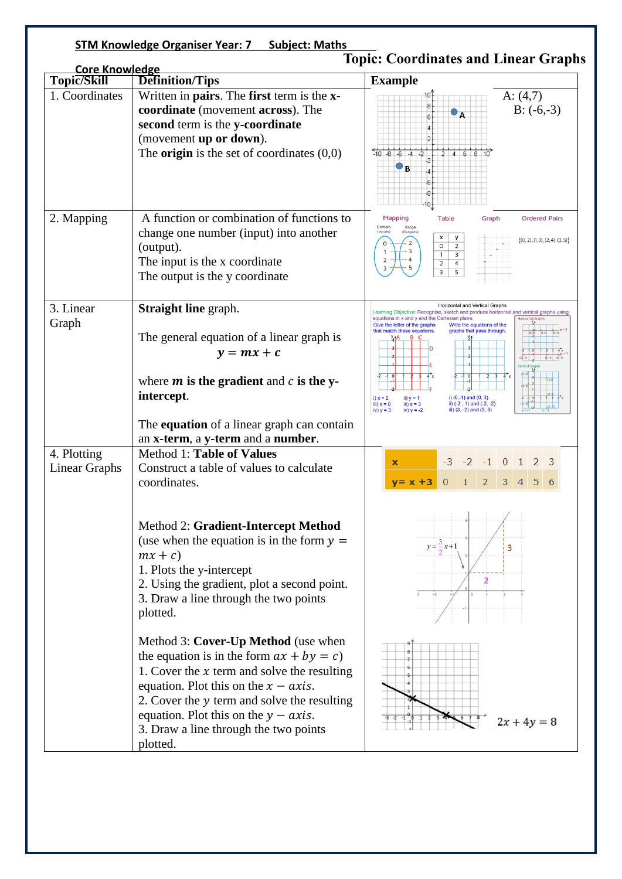STM Knowledge Organiser Year: 7 Subject: Maths

# Topic: Coordinates and Linear Graphs

## Core Knowledge

| Topic/Skill | Definition/Tips | Example |
|---|---|---|
| 1. Coordinates | Written in **pairs**. The **first** term is the **x-coordinate** (movement **across**). The **second** term is the **y-coordinate** (movement **up or down**). The **origin** is the set of coordinates (0,0) | A: (4,7) B: (-6,-3) |
| 2. Mapping | A function or combination of functions to change one number (input) into another (output). The input is the x coordinate The output is the y coordinate | Mapping, Table, Graph, Ordered Pairs: {(0, 2), (1, 3), (2, 4), (3, 5)} |
| 3. Linear Graph | **Straight line** graph. The general equation of a linear graph is $\boldsymbol{y = mx + c}$ where $\boldsymbol{m}$ **is the gradient** and $c$ **is the y-intercept**. The **equation** of a linear graph can contain an **x-term**, a **y-term** and a **number**. | Horizontal and Vertical Graphs |
| 4. Plotting Linear Graphs | Method 1: **Table of Values** Construct a table of values to calculate coordinates. | x: -3, -2, -1, 0, 1, 2, 3; y= x +3: 0, 1, 2, 3, 4, 5, 6 |
| | Method 2: **Gradient-Intercept Method** (use when the equation is in the form $y = mx + c$) 1. Plots the y-intercept 2. Using the gradient, plot a second point. 3. Draw a line through the two points plotted. | $y = \frac{3}{2}x + 1$ |
| | Method 3: **Cover-Up Method** (use when the equation is in the form $ax + by = c$) 1. Cover the $x$ term and solve the resulting equation. Plot this on the $x - axis$. 2. Cover the $y$ term and solve the resulting equation. Plot this on the $y - axis$. 3. Draw a line through the two points plotted. | $2x + 4y = 8$ |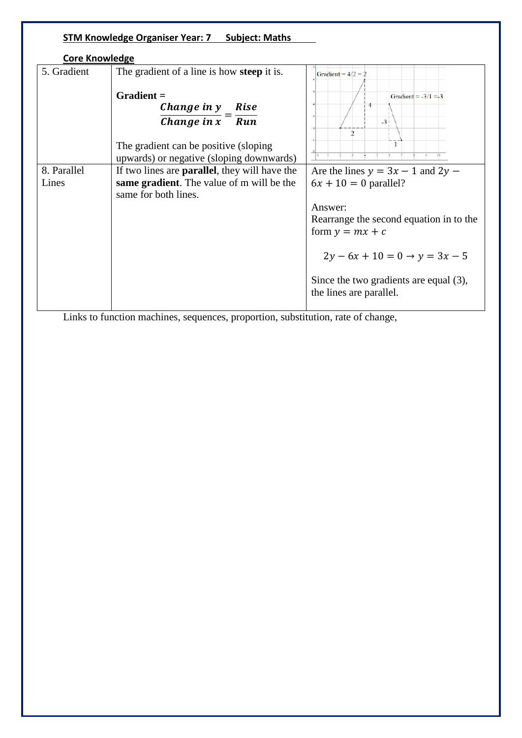**STM Knowledge Organiser Year: 7  Subject: Maths**

**Core Knowledge**

| | | |
|---|---|---|
| 5. Gradient | The gradient of a line is how **steep** it is.<br><br>**Gradient =** $\frac{\textbf{Change in } y}{\textbf{Change in } x} = \frac{\textbf{Rise}}{\textbf{Run}}$<br><br>The gradient can be positive (sloping upwards) or negative (sloping downwards) | Gradient = 4/2 = 2<br>Gradient = -3/1 = -3<br>4<br>2<br>-3<br>1 |
| 8. Parallel Lines | If two lines are **parallel**, they will have the **same gradient**. The value of m will be the same for both lines. | Are the lines $y = 3x - 1$ and $2y - 6x + 10 = 0$ parallel?<br><br>Answer:<br>Rearrange the second equation in to the form $y = mx + c$<br><br>$2y - 6x + 10 = 0 \rightarrow y = 3x - 5$<br><br>Since the two gradients are equal (3), the lines are parallel. |

Links to function machines, sequences, proportion, substitution, rate of change,